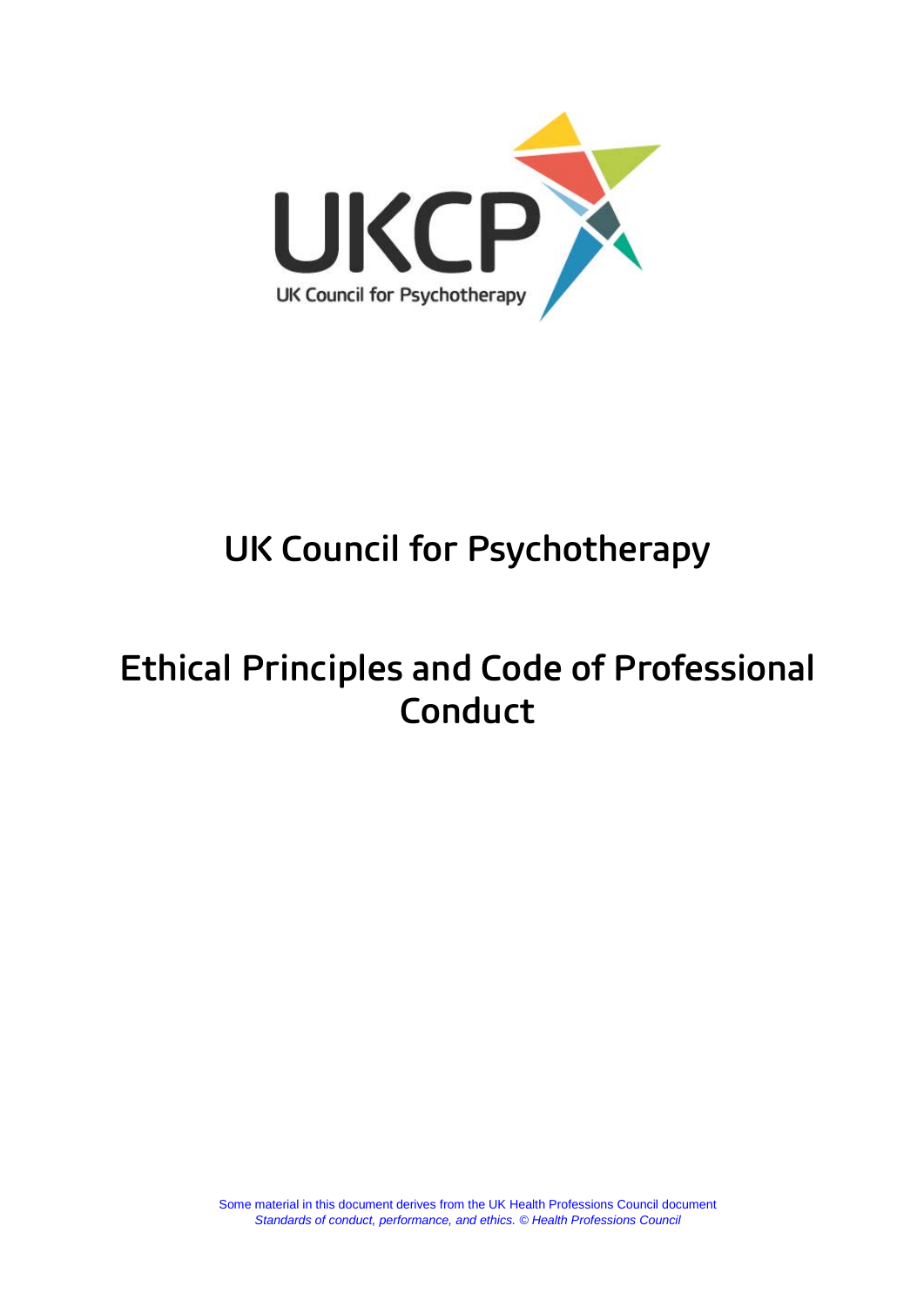# UK Council for Psychotherapy

## Ethical Principles and Code of Professional Conduct

Some material in this document derives from the UK Health Professions Council document *Standards of conduct, performance, and ethics. © Health Professions Council*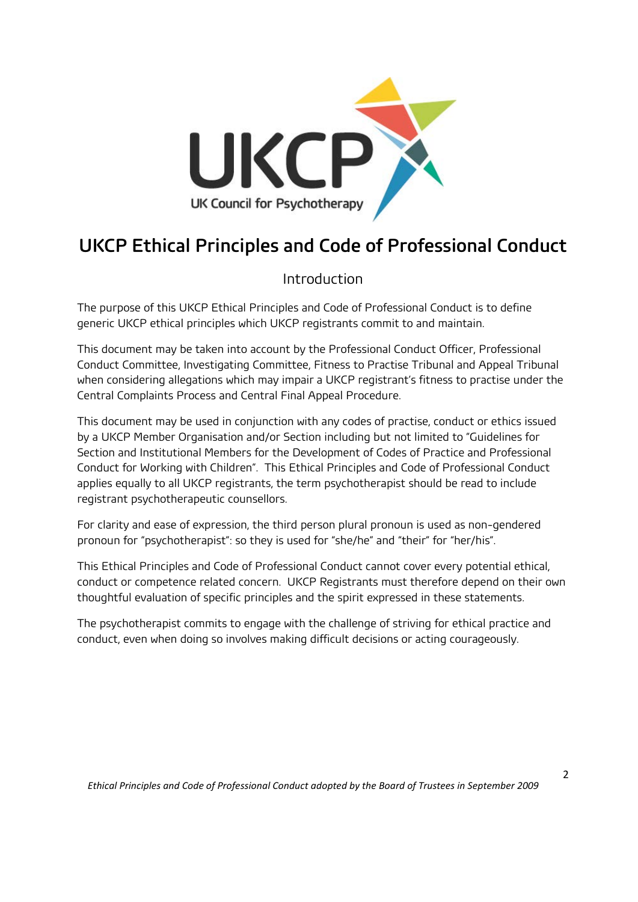# UKCP Ethical Principles and Code of Professional Conduct

## Introduction

The purpose of this UKCP Ethical Principles and Code of Professional Conduct is to define generic UKCP ethical principles which UKCP registrants commit to and maintain.

This document may be taken into account by the Professional Conduct Officer, Professional Conduct Committee, Investigating Committee, Fitness to Practise Tribunal and Appeal Tribunal when considering allegations which may impair a UKCP registrant's fitness to practise under the Central Complaints Process and Central Final Appeal Procedure.

This document may be used in conjunction with any codes of practise, conduct or ethics issued by a UKCP Member Organisation and/or Section including but not limited to "Guidelines for Section and Institutional Members for the Development of Codes of Practice and Professional Conduct for Working with Children". This Ethical Principles and Code of Professional Conduct applies equally to all UKCP registrants, the term psychotherapist should be read to include registrant psychotherapeutic counsellors.

For clarity and ease of expression, the third person plural pronoun is used as non-gendered pronoun for "psychotherapist": so they is used for "she/he" and "their" for "her/his".

This Ethical Principles and Code of Professional Conduct cannot cover every potential ethical, conduct or competence related concern. UKCP Registrants must therefore depend on their own thoughtful evaluation of specific principles and the spirit expressed in these statements.

The psychotherapist commits to engage with the challenge of striving for ethical practice and conduct, even when doing so involves making difficult decisions or acting courageously.

*Ethical Principles and Code of Professional Conduct adopted by the Board of Trustees in September 2009*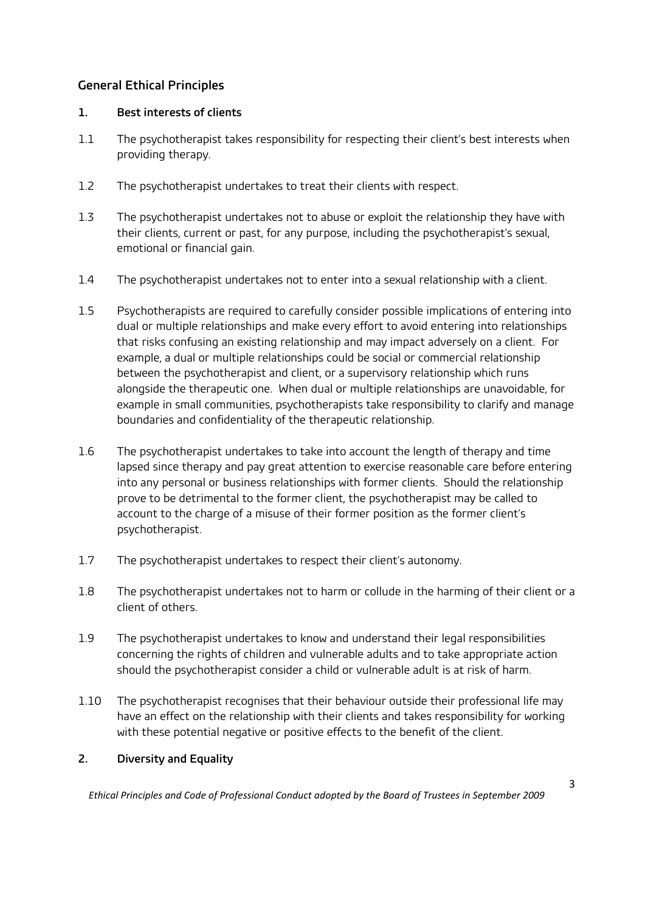## General Ethical Principles

### 1. Best interests of clients

1.1 The psychotherapist takes responsibility for respecting their client's best interests when providing therapy.

1.2 The psychotherapist undertakes to treat their clients with respect.

1.3 The psychotherapist undertakes not to abuse or exploit the relationship they have with their clients, current or past, for any purpose, including the psychotherapist's sexual, emotional or financial gain.

1.4 The psychotherapist undertakes not to enter into a sexual relationship with a client.

1.5 Psychotherapists are required to carefully consider possible implications of entering into dual or multiple relationships and make every effort to avoid entering into relationships that risks confusing an existing relationship and may impact adversely on a client. For example, a dual or multiple relationships could be social or commercial relationship between the psychotherapist and client, or a supervisory relationship which runs alongside the therapeutic one. When dual or multiple relationships are unavoidable, for example in small communities, psychotherapists take responsibility to clarify and manage boundaries and confidentiality of the therapeutic relationship.

1.6 The psychotherapist undertakes to take into account the length of therapy and time lapsed since therapy and pay great attention to exercise reasonable care before entering into any personal or business relationships with former clients. Should the relationship prove to be detrimental to the former client, the psychotherapist may be called to account to the charge of a misuse of their former position as the former client's psychotherapist.

1.7 The psychotherapist undertakes to respect their client's autonomy.

1.8 The psychotherapist undertakes not to harm or collude in the harming of their client or a client of others.

1.9 The psychotherapist undertakes to know and understand their legal responsibilities concerning the rights of children and vulnerable adults and to take appropriate action should the psychotherapist consider a child or vulnerable adult is at risk of harm.

1.10 The psychotherapist recognises that their behaviour outside their professional life may have an effect on the relationship with their clients and takes responsibility for working with these potential negative or positive effects to the benefit of the client.

### 2. Diversity and Equality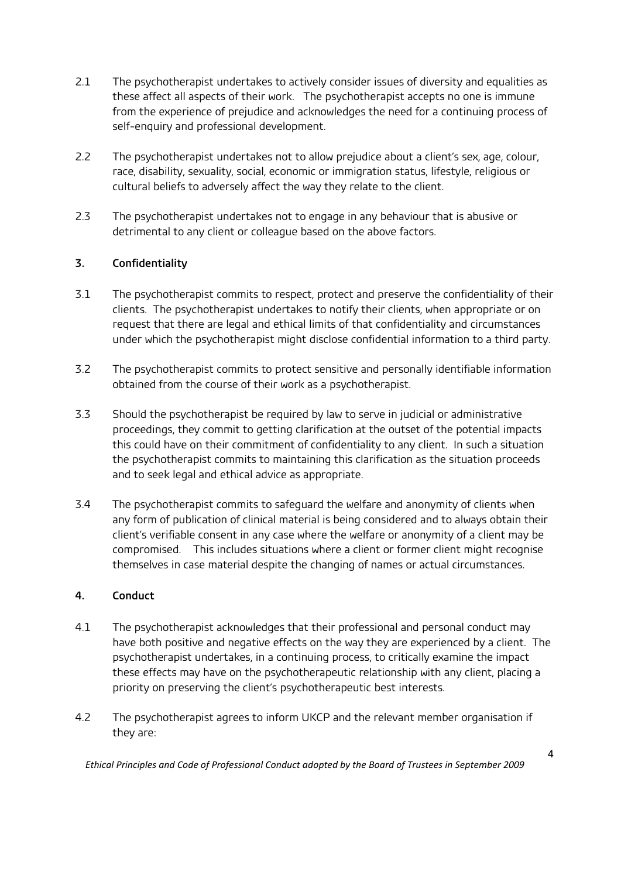2.1 The psychotherapist undertakes to actively consider issues of diversity and equalities as these affect all aspects of their work. The psychotherapist accepts no one is immune from the experience of prejudice and acknowledges the need for a continuing process of self-enquiry and professional development.

2.2 The psychotherapist undertakes not to allow prejudice about a client's sex, age, colour, race, disability, sexuality, social, economic or immigration status, lifestyle, religious or cultural beliefs to adversely affect the way they relate to the client.

2.3 The psychotherapist undertakes not to engage in any behaviour that is abusive or detrimental to any client or colleague based on the above factors.

## 3. Confidentiality

3.1 The psychotherapist commits to respect, protect and preserve the confidentiality of their clients. The psychotherapist undertakes to notify their clients, when appropriate or on request that there are legal and ethical limits of that confidentiality and circumstances under which the psychotherapist might disclose confidential information to a third party.

3.2 The psychotherapist commits to protect sensitive and personally identifiable information obtained from the course of their work as a psychotherapist.

3.3 Should the psychotherapist be required by law to serve in judicial or administrative proceedings, they commit to getting clarification at the outset of the potential impacts this could have on their commitment of confidentiality to any client. In such a situation the psychotherapist commits to maintaining this clarification as the situation proceeds and to seek legal and ethical advice as appropriate.

3.4 The psychotherapist commits to safeguard the welfare and anonymity of clients when any form of publication of clinical material is being considered and to always obtain their client's verifiable consent in any case where the welfare or anonymity of a client may be compromised. This includes situations where a client or former client might recognise themselves in case material despite the changing of names or actual circumstances.

## 4. Conduct

4.1 The psychotherapist acknowledges that their professional and personal conduct may have both positive and negative effects on the way they are experienced by a client. The psychotherapist undertakes, in a continuing process, to critically examine the impact these effects may have on the psychotherapeutic relationship with any client, placing a priority on preserving the client's psychotherapeutic best interests.

4.2 The psychotherapist agrees to inform UKCP and the relevant member organisation if they are: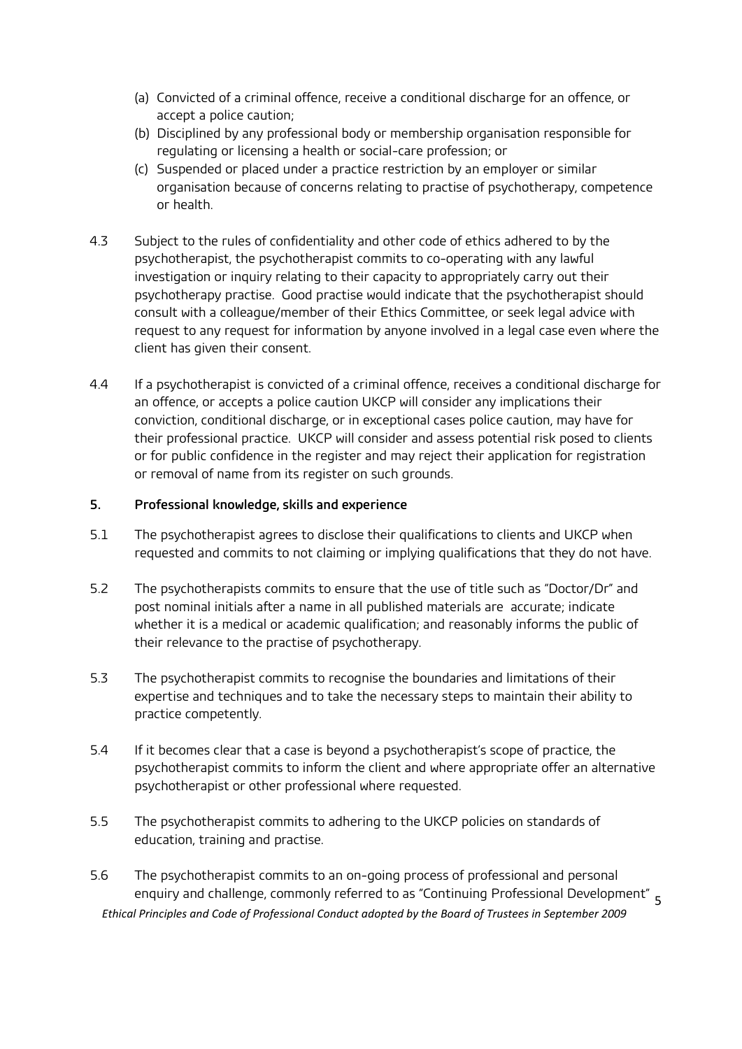(a) Convicted of a criminal offence, receive a conditional discharge for an offence, or accept a police caution;
(b) Disciplined by any professional body or membership organisation responsible for regulating or licensing a health or social-care profession; or
(c) Suspended or placed under a practice restriction by an employer or similar organisation because of concerns relating to practise of psychotherapy, competence or health.

4.3 Subject to the rules of confidentiality and other code of ethics adhered to by the psychotherapist, the psychotherapist commits to co-operating with any lawful investigation or inquiry relating to their capacity to appropriately carry out their psychotherapy practise. Good practise would indicate that the psychotherapist should consult with a colleague/member of their Ethics Committee, or seek legal advice with request to any request for information by anyone involved in a legal case even where the client has given their consent.

4.4 If a psychotherapist is convicted of a criminal offence, receives a conditional discharge for an offence, or accepts a police caution UKCP will consider any implications their conviction, conditional discharge, or in exceptional cases police caution, may have for their professional practice. UKCP will consider and assess potential risk posed to clients or for public confidence in the register and may reject their application for registration or removal of name from its register on such grounds.

## 5. Professional knowledge, skills and experience

5.1 The psychotherapist agrees to disclose their qualifications to clients and UKCP when requested and commits to not claiming or implying qualifications that they do not have.

5.2 The psychotherapists commits to ensure that the use of title such as "Doctor/Dr" and post nominal initials after a name in all published materials are accurate; indicate whether it is a medical or academic qualification; and reasonably informs the public of their relevance to the practise of psychotherapy.

5.3 The psychotherapist commits to recognise the boundaries and limitations of their expertise and techniques and to take the necessary steps to maintain their ability to practice competently.

5.4 If it becomes clear that a case is beyond a psychotherapist's scope of practice, the psychotherapist commits to inform the client and where appropriate offer an alternative psychotherapist or other professional where requested.

5.5 The psychotherapist commits to adhering to the UKCP policies on standards of education, training and practise.

5.6 The psychotherapist commits to an on-going process of professional and personal enquiry and challenge, commonly referred to as "Continuing Professional Development"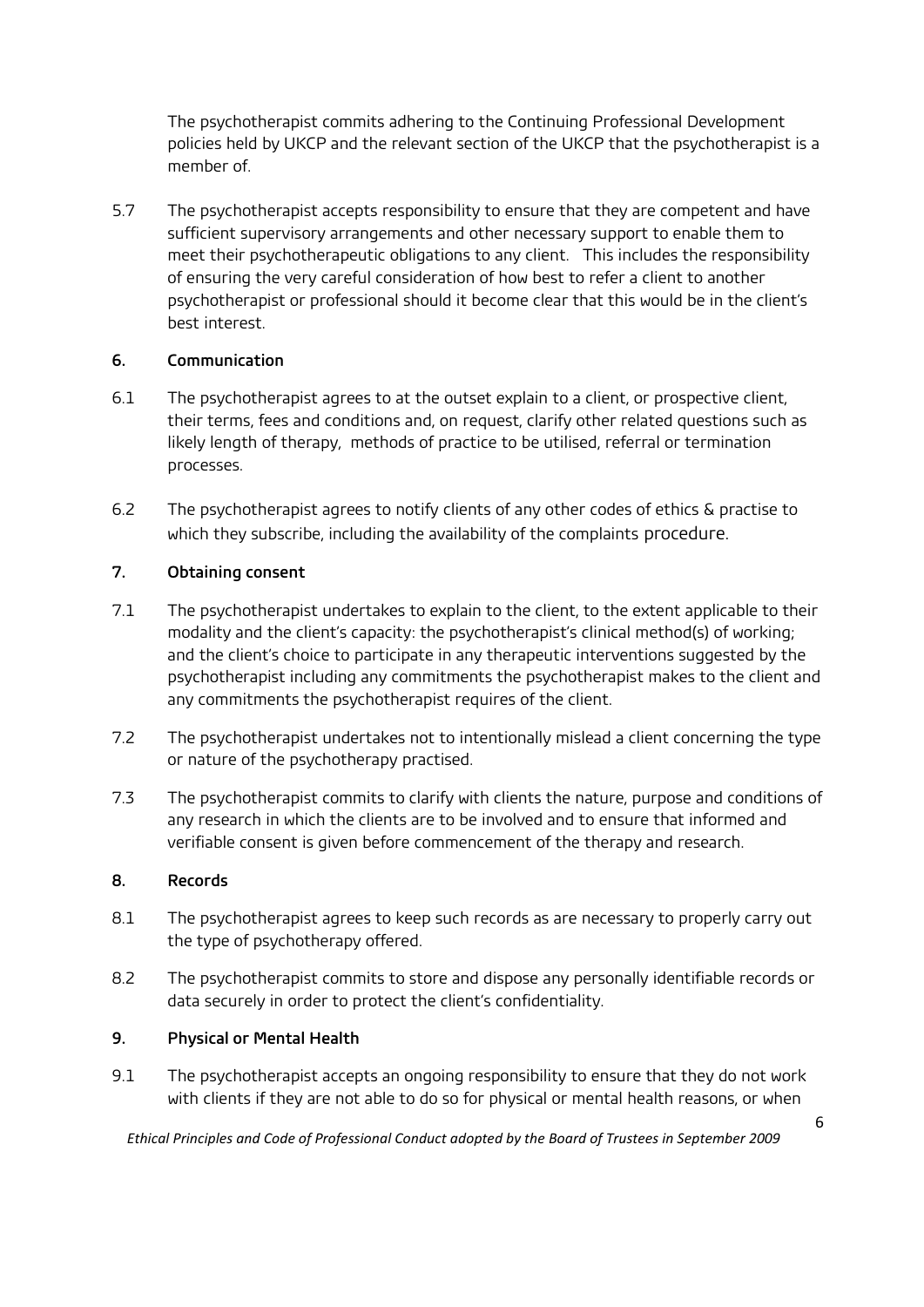The psychotherapist commits adhering to the Continuing Professional Development policies held by UKCP and the relevant section of the UKCP that the psychotherapist is a member of.

5.7 The psychotherapist accepts responsibility to ensure that they are competent and have sufficient supervisory arrangements and other necessary support to enable them to meet their psychotherapeutic obligations to any client. This includes the responsibility of ensuring the very careful consideration of how best to refer a client to another psychotherapist or professional should it become clear that this would be in the client's best interest.

## 6. Communication

6.1 The psychotherapist agrees to at the outset explain to a client, or prospective client, their terms, fees and conditions and, on request, clarify other related questions such as likely length of therapy, methods of practice to be utilised, referral or termination processes.

6.2 The psychotherapist agrees to notify clients of any other codes of ethics & practise to which they subscribe, including the availability of the complaints procedure.

## 7. Obtaining consent

7.1 The psychotherapist undertakes to explain to the client, to the extent applicable to their modality and the client's capacity: the psychotherapist's clinical method(s) of working; and the client's choice to participate in any therapeutic interventions suggested by the psychotherapist including any commitments the psychotherapist makes to the client and any commitments the psychotherapist requires of the client.

7.2 The psychotherapist undertakes not to intentionally mislead a client concerning the type or nature of the psychotherapy practised.

7.3 The psychotherapist commits to clarify with clients the nature, purpose and conditions of any research in which the clients are to be involved and to ensure that informed and verifiable consent is given before commencement of the therapy and research.

## 8. Records

8.1 The psychotherapist agrees to keep such records as are necessary to properly carry out the type of psychotherapy offered.

8.2 The psychotherapist commits to store and dispose any personally identifiable records or data securely in order to protect the client's confidentiality.

## 9. Physical or Mental Health

9.1 The psychotherapist accepts an ongoing responsibility to ensure that they do not work with clients if they are not able to do so for physical or mental health reasons, or when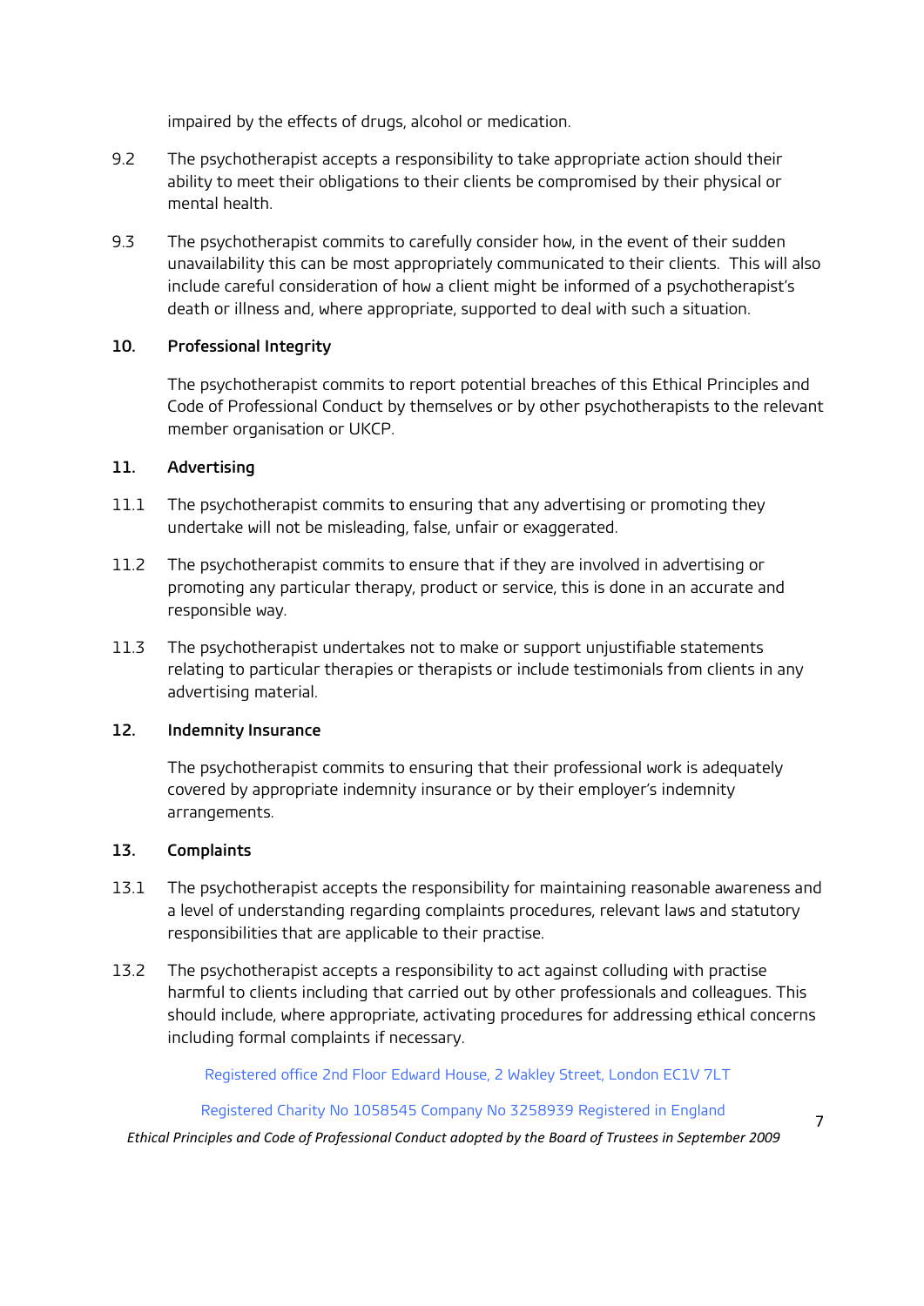impaired by the effects of drugs, alcohol or medication.

9.2 The psychotherapist accepts a responsibility to take appropriate action should their ability to meet their obligations to their clients be compromised by their physical or mental health.

9.3 The psychotherapist commits to carefully consider how, in the event of their sudden unavailability this can be most appropriately communicated to their clients. This will also include careful consideration of how a client might be informed of a psychotherapist's death or illness and, where appropriate, supported to deal with such a situation.

## 10. Professional Integrity

The psychotherapist commits to report potential breaches of this Ethical Principles and Code of Professional Conduct by themselves or by other psychotherapists to the relevant member organisation or UKCP.

## 11. Advertising

11.1 The psychotherapist commits to ensuring that any advertising or promoting they undertake will not be misleading, false, unfair or exaggerated.

11.2 The psychotherapist commits to ensure that if they are involved in advertising or promoting any particular therapy, product or service, this is done in an accurate and responsible way.

11.3 The psychotherapist undertakes not to make or support unjustifiable statements relating to particular therapies or therapists or include testimonials from clients in any advertising material.

## 12. Indemnity Insurance

The psychotherapist commits to ensuring that their professional work is adequately covered by appropriate indemnity insurance or by their employer's indemnity arrangements.

## 13. Complaints

13.1 The psychotherapist accepts the responsibility for maintaining reasonable awareness and a level of understanding regarding complaints procedures, relevant laws and statutory responsibilities that are applicable to their practise.

13.2 The psychotherapist accepts a responsibility to act against colluding with practise harmful to clients including that carried out by other professionals and colleagues. This should include, where appropriate, activating procedures for addressing ethical concerns including formal complaints if necessary.

Registered office 2nd Floor Edward House, 2 Wakley Street, London EC1V 7LT

Registered Charity No 1058545 Company No 3258939 Registered in England

*Ethical Principles and Code of Professional Conduct adopted by the Board of Trustees in September 2009*